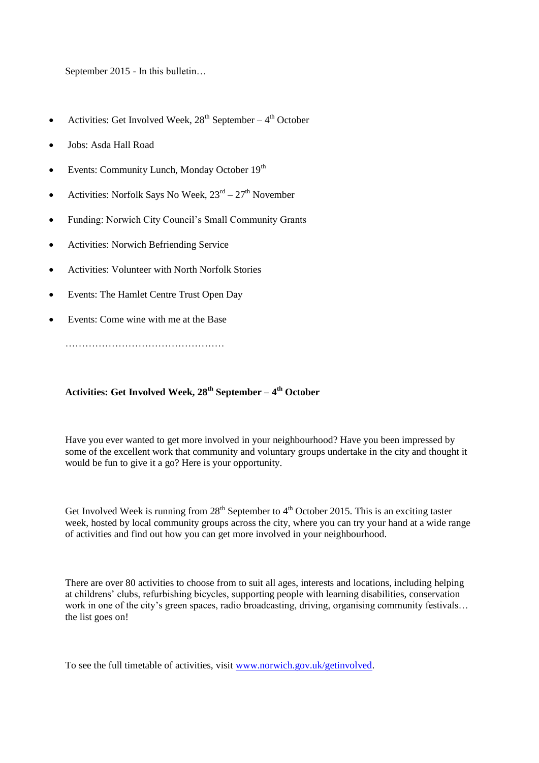September 2015 - In this bulletin…

- Activities: Get Involved Week, 28th September – 4th October
- Jobs: Asda Hall Road
- Events: Community Lunch, Monday October 19th
- Activities: Norfolk Says No Week, 23rd – 27th November
- Funding: Norwich City Council's Small Community Grants
- Activities: Norwich Befriending Service
- Activities: Volunteer with North Norfolk Stories
- Events: The Hamlet Centre Trust Open Day
- Events: Come wine with me at the Base

…………………………………………

**Activities: Get Involved Week, 28th September – 4th October**

Have you ever wanted to get more involved in your neighbourhood? Have you been impressed by some of the excellent work that community and voluntary groups undertake in the city and thought it would be fun to give it a go? Here is your opportunity.

Get Involved Week is running from 28th September to 4th October 2015. This is an exciting taster week, hosted by local community groups across the city, where you can try your hand at a wide range of activities and find out how you can get more involved in your neighbourhood.

There are over 80 activities to choose from to suit all ages, interests and locations, including helping at childrens' clubs, refurbishing bicycles, supporting people with learning disabilities, conservation work in one of the city's green spaces, radio broadcasting, driving, organising community festivals… the list goes on!

To see the full timetable of activities, visit [www.norwich.gov.uk/getinvolved](http://www.norwich.gov.uk/getinvolved).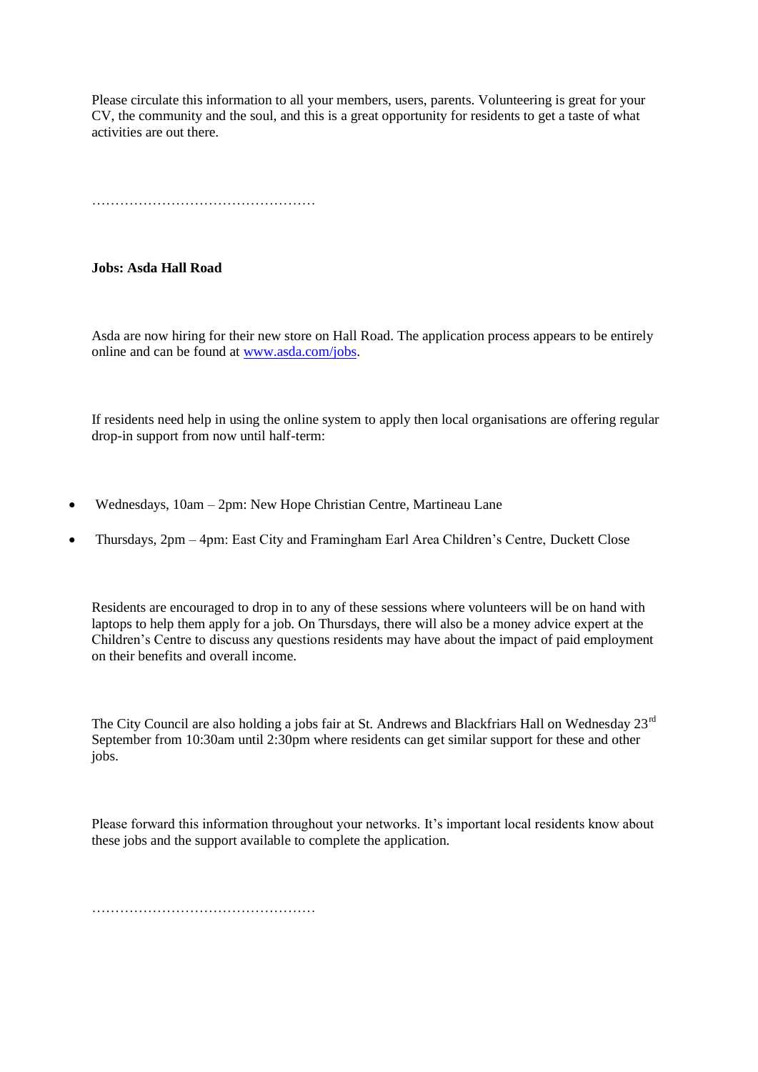Please circulate this information to all your members, users, parents. Volunteering is great for your CV, the community and the soul, and this is a great opportunity for residents to get a taste of what activities are out there.

…………………………………………

**Jobs: Asda Hall Road**

Asda are now hiring for their new store on Hall Road. The application process appears to be entirely online and can be found at [www.asda.com/jobs](www.asda.com/jobs).

If residents need help in using the online system to apply then local organisations are offering regular drop-in support from now until half-term:

- Wednesdays, 10am – 2pm: New Hope Christian Centre, Martineau Lane
- Thursdays, 2pm – 4pm: East City and Framingham Earl Area Children's Centre, Duckett Close

Residents are encouraged to drop in to any of these sessions where volunteers will be on hand with laptops to help them apply for a job. On Thursdays, there will also be a money advice expert at the Children's Centre to discuss any questions residents may have about the impact of paid employment on their benefits and overall income.

The City Council are also holding a jobs fair at St. Andrews and Blackfriars Hall on Wednesday 23rd September from 10:30am until 2:30pm where residents can get similar support for these and other jobs.

Please forward this information throughout your networks. It's important local residents know about these jobs and the support available to complete the application.

…………………………………………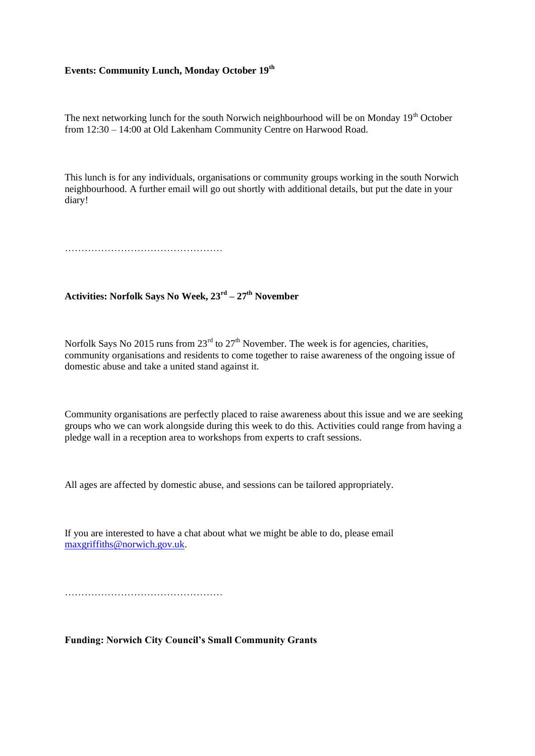**Events: Community Lunch, Monday October 19th**

The next networking lunch for the south Norwich neighbourhood will be on Monday 19th October from 12:30 – 14:00 at Old Lakenham Community Centre on Harwood Road.

This lunch is for any individuals, organisations or community groups working in the south Norwich neighbourhood. A further email will go out shortly with additional details, but put the date in your diary!

…………………………………………

**Activities: Norfolk Says No Week, 23rd – 27th November**

Norfolk Says No 2015 runs from 23rd to 27th November. The week is for agencies, charities, community organisations and residents to come together to raise awareness of the ongoing issue of domestic abuse and take a united stand against it.

Community organisations are perfectly placed to raise awareness about this issue and we are seeking groups who we can work alongside during this week to do this. Activities could range from having a pledge wall in a reception area to workshops from experts to craft sessions.

All ages are affected by domestic abuse, and sessions can be tailored appropriately.

If you are interested to have a chat about what we might be able to do, please email maxgriffiths@norwich.gov.uk.

…………………………………………

**Funding: Norwich City Council's Small Community Grants**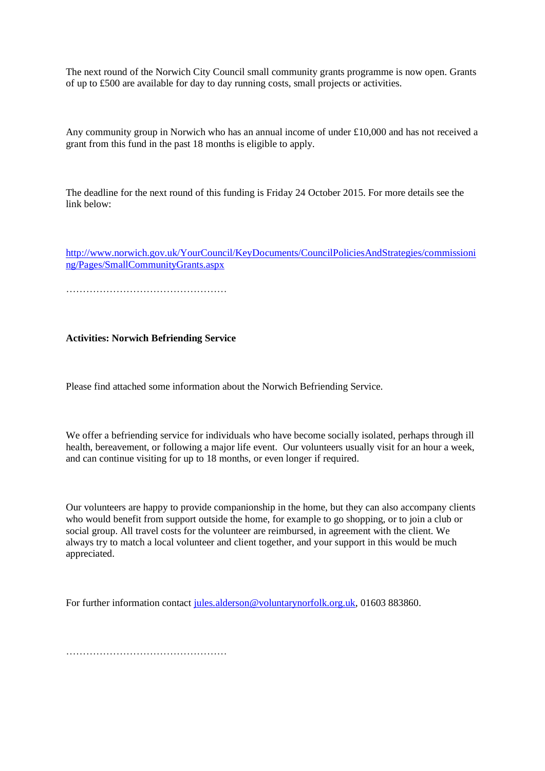The next round of the Norwich City Council small community grants programme is now open. Grants of up to £500 are available for day to day running costs, small projects or activities.

Any community group in Norwich who has an annual income of under £10,000 and has not received a grant from this fund in the past 18 months is eligible to apply.

The deadline for the next round of this funding is Friday 24 October 2015. For more details see the link below:

http://www.norwich.gov.uk/YourCouncil/KeyDocuments/CouncilPoliciesAndStrategies/commissioning/Pages/SmallCommunityGrants.aspx

…………………………………………

**Activities: Norwich Befriending Service**

Please find attached some information about the Norwich Befriending Service.

We offer a befriending service for individuals who have become socially isolated, perhaps through ill health, bereavement, or following a major life event. Our volunteers usually visit for an hour a week, and can continue visiting for up to 18 months, or even longer if required.

Our volunteers are happy to provide companionship in the home, but they can also accompany clients who would benefit from support outside the home, for example to go shopping, or to join a club or social group. All travel costs for the volunteer are reimbursed, in agreement with the client. We always try to match a local volunteer and client together, and your support in this would be much appreciated.

For further information contact jules.alderson@voluntarynorfolk.org.uk, 01603 883860.

…………………………………………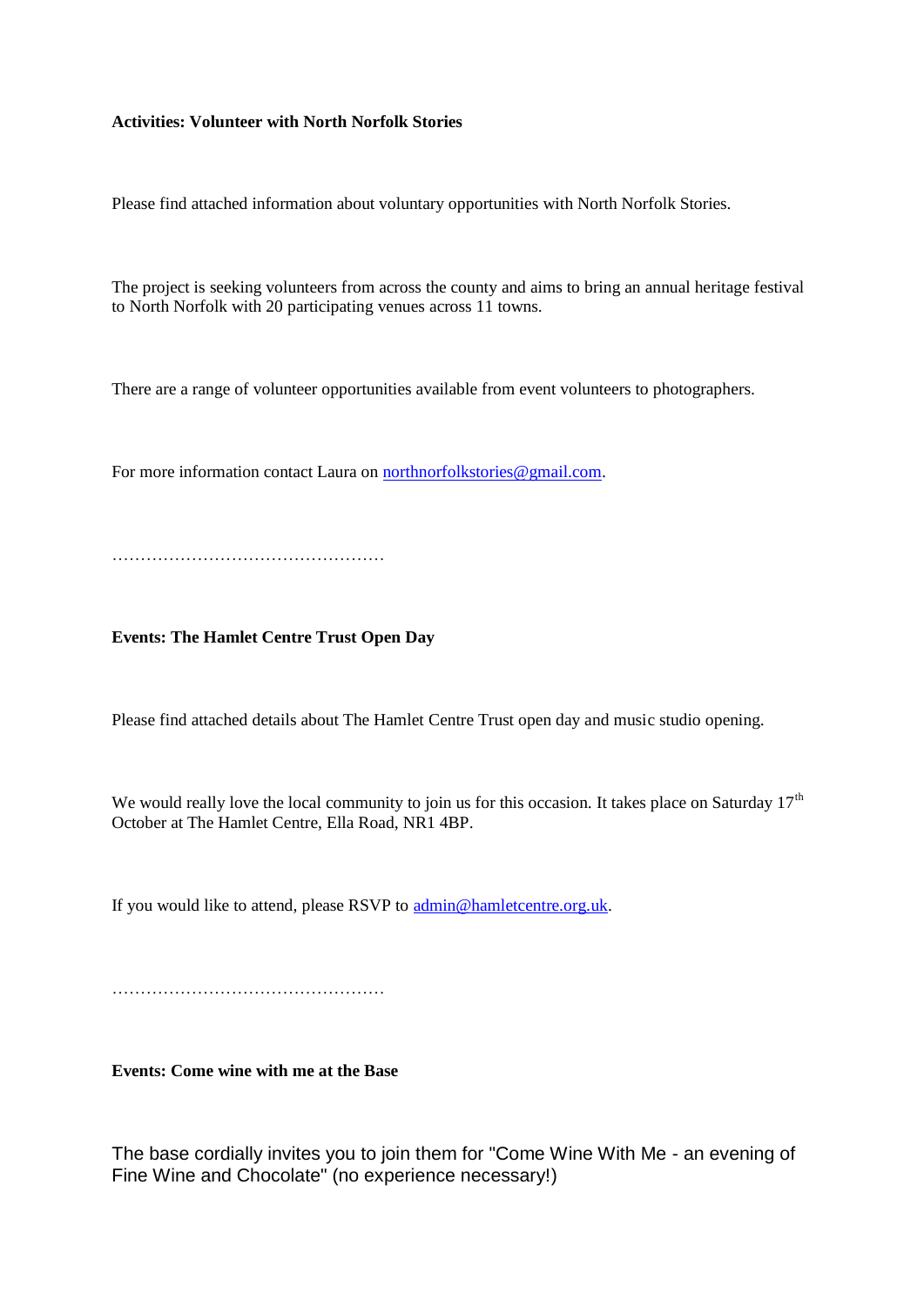**Activities: Volunteer with North Norfolk Stories**

Please find attached information about voluntary opportunities with North Norfolk Stories.

The project is seeking volunteers from across the county and aims to bring an annual heritage festival to North Norfolk with 20 participating venues across 11 towns.

There are a range of volunteer opportunities available from event volunteers to photographers.

For more information contact Laura on northnorfolkstories@gmail.com.

…………………………………………

**Events: The Hamlet Centre Trust Open Day**

Please find attached details about The Hamlet Centre Trust open day and music studio opening.

We would really love the local community to join us for this occasion. It takes place on Saturday 17th October at The Hamlet Centre, Ella Road, NR1 4BP.

If you would like to attend, please RSVP to admin@hamletcentre.org.uk.

…………………………………………

**Events: Come wine with me at the Base**

The base cordially invites you to join them for "Come Wine With Me - an evening of Fine Wine and Chocolate" (no experience necessary!)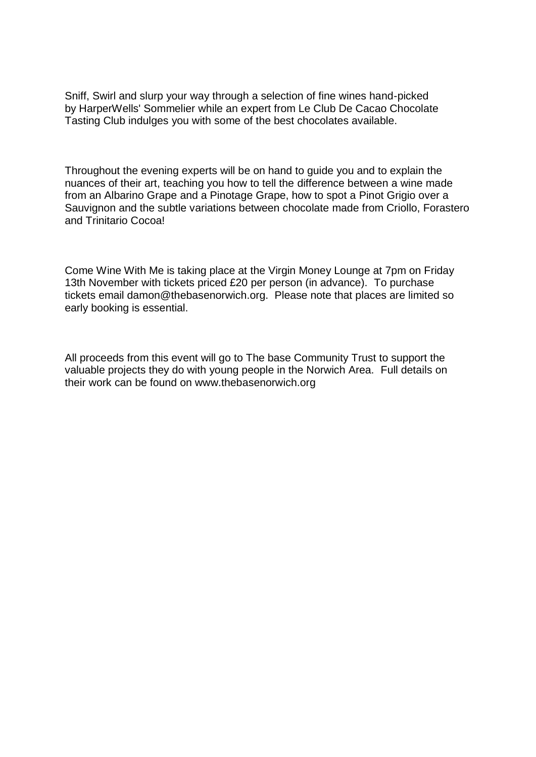Sniff, Swirl and slurp your way through a selection of fine wines hand-picked by HarperWells' Sommelier while an expert from Le Club De Cacao Chocolate Tasting Club indulges you with some of the best chocolates available.

Throughout the evening experts will be on hand to guide you and to explain the nuances of their art, teaching you how to tell the difference between a wine made from an Albarino Grape and a Pinotage Grape, how to spot a Pinot Grigio over a Sauvignon and the subtle variations between chocolate made from Criollo, Forastero and Trinitario Cocoa!

Come Wine With Me is taking place at the Virgin Money Lounge at 7pm on Friday 13th November with tickets priced £20 per person (in advance). To purchase tickets email damon@thebasenorwich.org. Please note that places are limited so early booking is essential.

All proceeds from this event will go to The base Community Trust to support the valuable projects they do with young people in the Norwich Area. Full details on their work can be found on www.thebasenorwich.org